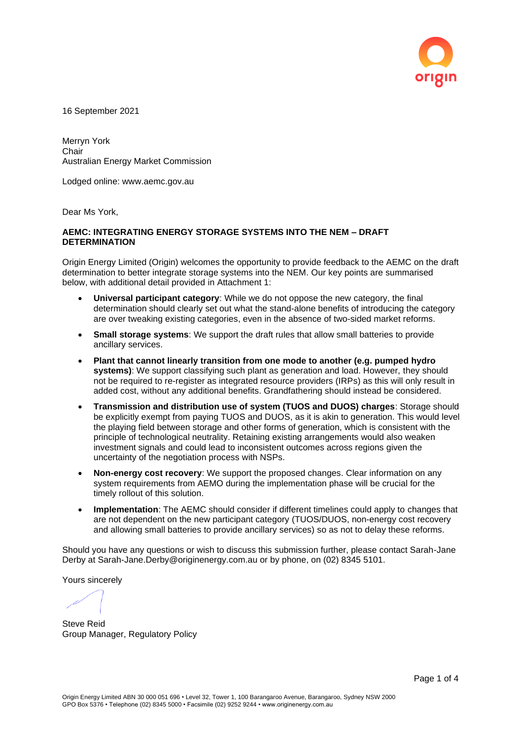16 September 2021

Merryn York
Chair
Australian Energy Market Commission

Lodged online: www.aemc.gov.au

Dear Ms York,

**AEMC: INTEGRATING ENERGY STORAGE SYSTEMS INTO THE NEM – DRAFT DETERMINATION**

Origin Energy Limited (Origin) welcomes the opportunity to provide feedback to the AEMC on the draft determination to better integrate storage systems into the NEM. Our key points are summarised below, with additional detail provided in Attachment 1:

- **Universal participant category**: While we do not oppose the new category, the final determination should clearly set out what the stand-alone benefits of introducing the category are over tweaking existing categories, even in the absence of two-sided market reforms.
- **Small storage systems**: We support the draft rules that allow small batteries to provide ancillary services.
- **Plant that cannot linearly transition from one mode to another (e.g. pumped hydro systems)**: We support classifying such plant as generation and load. However, they should not be required to re-register as integrated resource providers (IRPs) as this will only result in added cost, without any additional benefits. Grandfathering should instead be considered.
- **Transmission and distribution use of system (TUOS and DUOS) charges**: Storage should be explicitly exempt from paying TUOS and DUOS, as it is akin to generation. This would level the playing field between storage and other forms of generation, which is consistent with the principle of technological neutrality. Retaining existing arrangements would also weaken investment signals and could lead to inconsistent outcomes across regions given the uncertainty of the negotiation process with NSPs.
- **Non-energy cost recovery**: We support the proposed changes. Clear information on any system requirements from AEMO during the implementation phase will be crucial for the timely rollout of this solution.
- **Implementation**: The AEMC should consider if different timelines could apply to changes that are not dependent on the new participant category (TUOS/DUOS, non-energy cost recovery and allowing small batteries to provide ancillary services) so as not to delay these reforms.

Should you have any questions or wish to discuss this submission further, please contact Sarah-Jane Derby at Sarah-Jane.Derby@originenergy.com.au or by phone, on (02) 8345 5101.

Yours sincerely

Steve Reid
Group Manager, Regulatory Policy

Origin Energy Limited ABN 30 000 051 696 • Level 32, Tower 1, 100 Barangaroo Avenue, Barangaroo, Sydney NSW 2000
GPO Box 5376 • Telephone (02) 8345 5000 • Facsimile (02) 9252 9244 • www.originenergy.com.au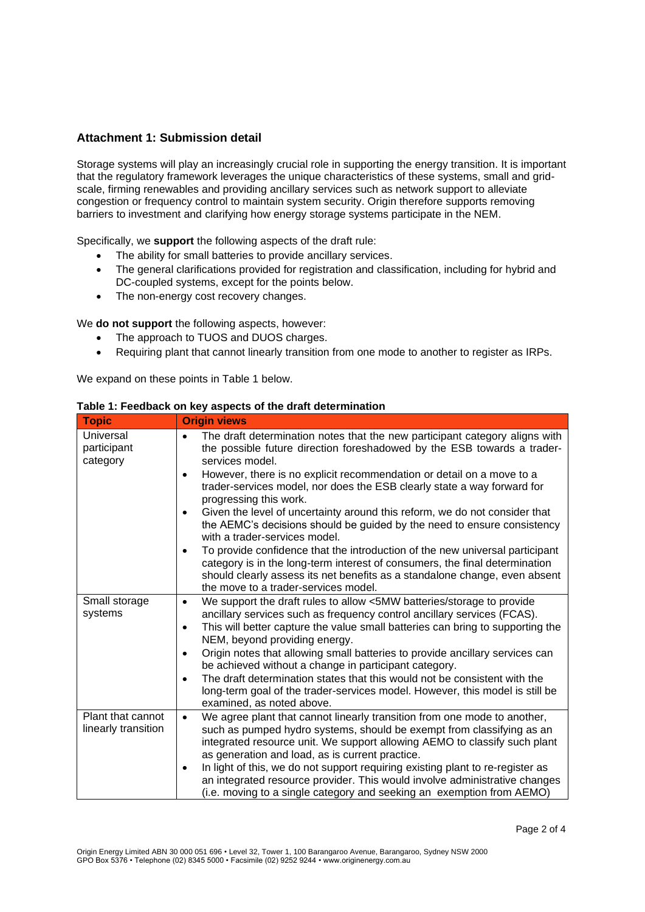## Attachment 1: Submission detail

Storage systems will play an increasingly crucial role in supporting the energy transition. It is important that the regulatory framework leverages the unique characteristics of these systems, small and grid-scale, firming renewables and providing ancillary services such as network support to alleviate congestion or frequency control to maintain system security. Origin therefore supports removing barriers to investment and clarifying how energy storage systems participate in the NEM.

Specifically, we **support** the following aspects of the draft rule:

- The ability for small batteries to provide ancillary services.
- The general clarifications provided for registration and classification, including for hybrid and DC-coupled systems, except for the points below.
- The non-energy cost recovery changes.

We **do not support** the following aspects, however:

- The approach to TUOS and DUOS charges.
- Requiring plant that cannot linearly transition from one mode to another to register as IRPs.

We expand on these points in Table 1 below.

**Table 1: Feedback on key aspects of the draft determination**

| Topic | Origin views |
| --- | --- |
| Universal participant category | • The draft determination notes that the new participant category aligns with the possible future direction foreshadowed by the ESB towards a trader-services model.<br>• However, there is no explicit recommendation or detail on a move to a trader-services model, nor does the ESB clearly state a way forward for progressing this work.<br>• Given the level of uncertainty around this reform, we do not consider that the AEMC's decisions should be guided by the need to ensure consistency with a trader-services model.<br>• To provide confidence that the introduction of the new universal participant category is in the long-term interest of consumers, the final determination should clearly assess its net benefits as a standalone change, even absent the move to a trader-services model. |
| Small storage systems | • We support the draft rules to allow <5MW batteries/storage to provide ancillary services such as frequency control ancillary services (FCAS).<br>• This will better capture the value small batteries can bring to supporting the NEM, beyond providing energy.<br>• Origin notes that allowing small batteries to provide ancillary services can be achieved without a change in participant category.<br>• The draft determination states that this would not be consistent with the long-term goal of the trader-services model. However, this model is still be examined, as noted above. |
| Plant that cannot linearly transition | • We agree plant that cannot linearly transition from one mode to another, such as pumped hydro systems, should be exempt from classifying as an integrated resource unit. We support allowing AEMO to classify such plant as generation and load, as is current practice.<br>• In light of this, we do not support requiring existing plant to re-register as an integrated resource provider. This would involve administrative changes (i.e. moving to a single category and seeking an exemption from AEMO) |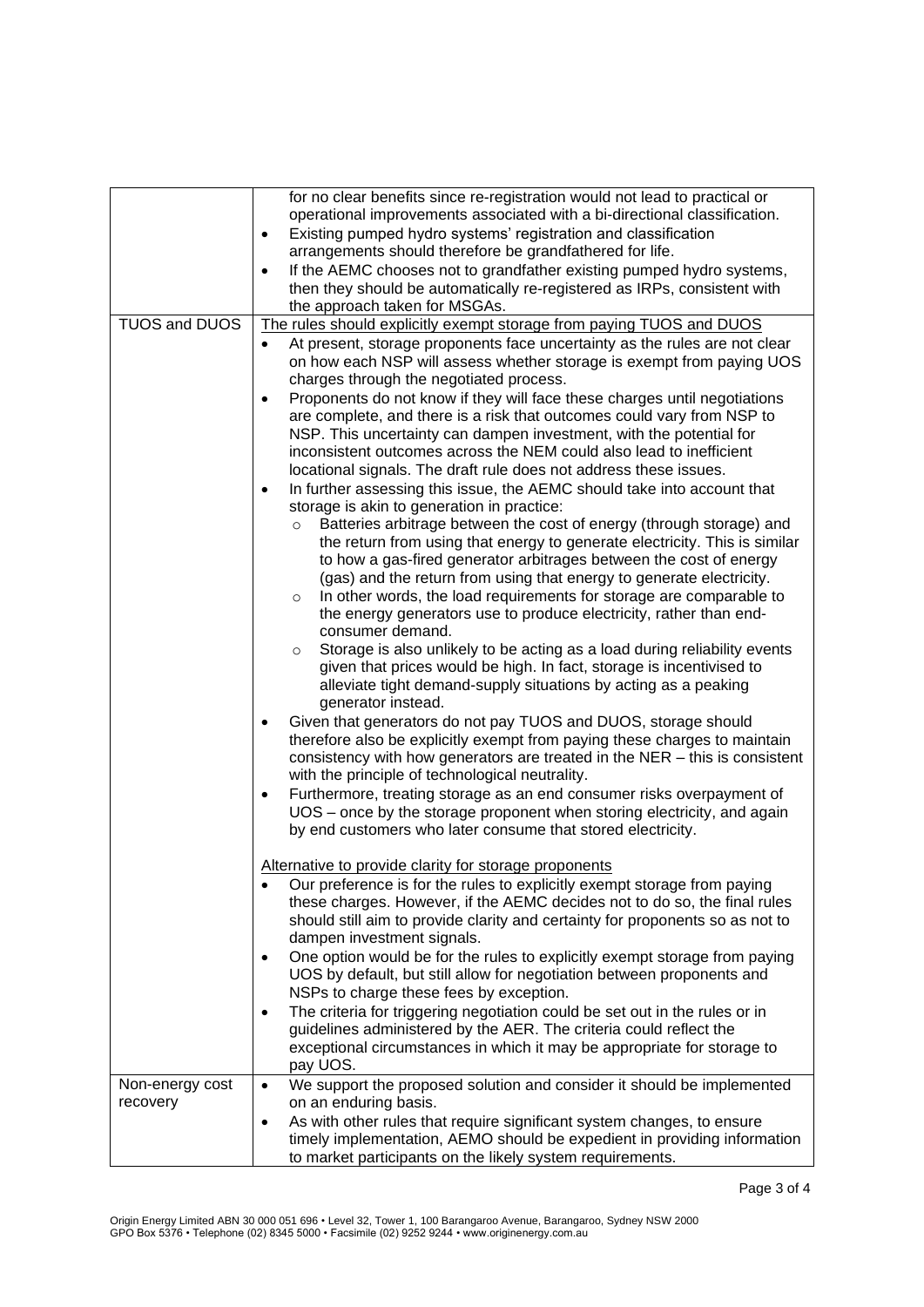| | |
|---|---|
| | for no clear benefits since re-registration would not lead to practical or operational improvements associated with a bi-directional classification.<br>• Existing pumped hydro systems' registration and classification arrangements should therefore be grandfathered for life.<br>• If the AEMC chooses not to grandfather existing pumped hydro systems, then they should be automatically re-registered as IRPs, consistent with the approach taken for MSGAs. |
| TUOS and DUOS | <u>The rules should explicitly exempt storage from paying TUOS and DUOS</u><br>• At present, storage proponents face uncertainty as the rules are not clear on how each NSP will assess whether storage is exempt from paying UOS charges through the negotiated process.<br>• Proponents do not know if they will face these charges until negotiations are complete, and there is a risk that outcomes could vary from NSP to NSP. This uncertainty can dampen investment, with the potential for inconsistent outcomes across the NEM could also lead to inefficient locational signals. The draft rule does not address these issues.<br>• In further assessing this issue, the AEMC should take into account that storage is akin to generation in practice:<br>&nbsp;&nbsp;&nbsp;&nbsp;○ Batteries arbitrage between the cost of energy (through storage) and the return from using that energy to generate electricity. This is similar to how a gas-fired generator arbitrages between the cost of energy (gas) and the return from using that energy to generate electricity.<br>&nbsp;&nbsp;&nbsp;&nbsp;○ In other words, the load requirements for storage are comparable to the energy generators use to produce electricity, rather than end-consumer demand.<br>&nbsp;&nbsp;&nbsp;&nbsp;○ Storage is also unlikely to be acting as a load during reliability events given that prices would be high. In fact, storage is incentivised to alleviate tight demand-supply situations by acting as a peaking generator instead.<br>• Given that generators do not pay TUOS and DUOS, storage should therefore also be explicitly exempt from paying these charges to maintain consistency with how generators are treated in the NER – this is consistent with the principle of technological neutrality.<br>• Furthermore, treating storage as an end consumer risks overpayment of UOS – once by the storage proponent when storing electricity, and again by end customers who later consume that stored electricity.<br><br><u>Alternative to provide clarity for storage proponents</u><br>• Our preference is for the rules to explicitly exempt storage from paying these charges. However, if the AEMC decides not to do so, the final rules should still aim to provide clarity and certainty for proponents so as not to dampen investment signals.<br>• One option would be for the rules to explicitly exempt storage from paying UOS by default, but still allow for negotiation between proponents and NSPs to charge these fees by exception.<br>• The criteria for triggering negotiation could be set out in the rules or in guidelines administered by the AER. The criteria could reflect the exceptional circumstances in which it may be appropriate for storage to pay UOS. |
| Non-energy cost recovery | • We support the proposed solution and consider it should be implemented on an enduring basis.<br>• As with other rules that require significant system changes, to ensure timely implementation, AEMO should be expedient in providing information to market participants on the likely system requirements. |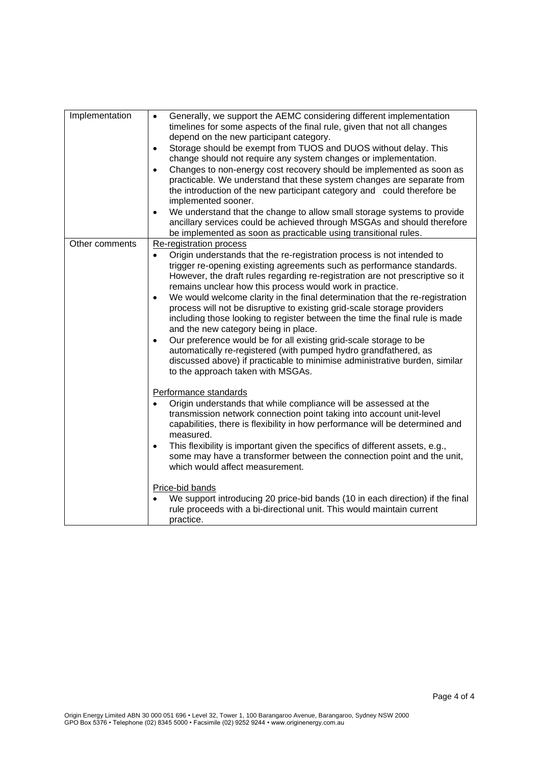| | |
|---|---|
| Implementation | • Generally, we support the AEMC considering different implementation timelines for some aspects of the final rule, given that not all changes depend on the new participant category.<br>• Storage should be exempt from TUOS and DUOS without delay. This change should not require any system changes or implementation.<br>• Changes to non-energy cost recovery should be implemented as soon as practicable. We understand that these system changes are separate from the introduction of the new participant category and could therefore be implemented sooner.<br>• We understand that the change to allow small storage systems to provide ancillary services could be achieved through MSGAs and should therefore be implemented as soon as practicable using transitional rules. |
| Other comments | <u>Re-registration process</u><br>• Origin understands that the re-registration process is not intended to trigger re-opening existing agreements such as performance standards. However, the draft rules regarding re-registration are not prescriptive so it remains unclear how this process would work in practice.<br>• We would welcome clarity in the final determination that the re-registration process will not be disruptive to existing grid-scale storage providers including those looking to register between the time the final rule is made and the new category being in place.<br>• Our preference would be for all existing grid-scale storage to be automatically re-registered (with pumped hydro grandfathered, as discussed above) if practicable to minimise administrative burden, similar to the approach taken with MSGAs.<br><br><u>Performance standards</u><br>• Origin understands that while compliance will be assessed at the transmission network connection point taking into account unit-level capabilities, there is flexibility in how performance will be determined and measured.<br>• This flexibility is important given the specifics of different assets, e.g., some may have a transformer between the connection point and the unit, which would affect measurement.<br><br><u>Price-bid bands</u><br>• We support introducing 20 price-bid bands (10 in each direction) if the final rule proceeds with a bi-directional unit. This would maintain current practice. |

Origin Energy Limited ABN 30 000 051 696 • Level 32, Tower 1, 100 Barangaroo Avenue, Barangaroo, Sydney NSW 2000
GPO Box 5376 • Telephone (02) 8345 5000 • Facsimile (02) 9252 9244 • www.originenergy.com.au